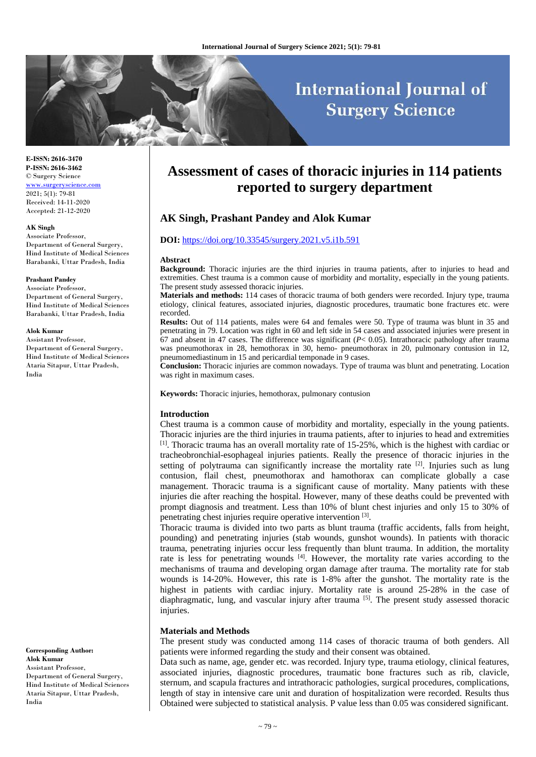E-ISSN: 2616-3470
P-ISSN: 2616-3462
© Surgery Science
www.surgeryscience.com
2021; 5(1): 79-81
Received: 14-11-2020
Accepted: 21-12-2020

**AK Singh**
Associate Professor,
Department of General Surgery,
Hind Institute of Medical Sciences
Barabanki, Uttar Pradesh, India

**Prashant Pandey**
Associate Professor,
Department of General Surgery,
Hind Institute of Medical Sciences
Barabanki, Uttar Pradesh, India

**Alok Kumar**
Assistant Professor,
Department of General Surgery,
Hind Institute of Medical Sciences
Ataria Sitapur, Uttar Pradesh,
India

**Corresponding Author:**
**Alok Kumar**
Assistant Professor,
Department of General Surgery,
Hind Institute of Medical Sciences
Ataria Sitapur, Uttar Pradesh,
India

# Assessment of cases of thoracic injuries in 114 patients reported to surgery department

## AK Singh, Prashant Pandey and Alok Kumar

**DOI:** https://doi.org/10.33545/surgery.2021.v5.i1b.591

### Abstract

**Background:** Thoracic injuries are the third injuries in trauma patients, after to injuries to head and extremities. Chest trauma is a common cause of morbidity and mortality, especially in the young patients. The present study assessed thoracic injuries.

**Materials and methods:** 114 cases of thoracic trauma of both genders were recorded. Injury type, trauma etiology, clinical features, associated injuries, diagnostic procedures, traumatic bone fractures etc. were recorded.

**Results:** Out of 114 patients, males were 64 and females were 50. Type of trauma was blunt in 35 and penetrating in 79. Location was right in 60 and left side in 54 cases and associated injuries were present in 67 and absent in 47 cases. The difference was significant (*P*< 0.05). Intrathoracic pathology after trauma was pneumothorax in 28, hemothorax in 30, hemo- pneumothorax in 20, pulmonary contusion in 12, pneumomediastinum in 15 and pericardial temponade in 9 cases.

**Conclusion:** Thoracic injuries are common nowadays. Type of trauma was blunt and penetrating. Location was right in maximum cases.

**Keywords:** Thoracic injuries, hemothorax, pulmonary contusion

### Introduction

Chest trauma is a common cause of morbidity and mortality, especially in the young patients. Thoracic injuries are the third injuries in trauma patients, after to injuries to head and extremities [1]. Thoracic trauma has an overall mortality rate of 15-25%, which is the highest with cardiac or tracheobronchial-esophageal injuries patients. Really the presence of thoracic injuries in the setting of polytrauma can significantly increase the mortality rate [2]. Injuries such as lung contusion, flail chest, pneumothorax and hamothorax can complicate globally a case management. Thoracic trauma is a significant cause of mortality. Many patients with these injuries die after reaching the hospital. However, many of these deaths could be prevented with prompt diagnosis and treatment. Less than 10% of blunt chest injuries and only 15 to 30% of penetrating chest injuries require operative intervention [3].

Thoracic trauma is divided into two parts as blunt trauma (traffic accidents, falls from height, pounding) and penetrating injuries (stab wounds, gunshot wounds). In patients with thoracic trauma, penetrating injuries occur less frequently than blunt trauma. In addition, the mortality rate is less for penetrating wounds [4]. However, the mortality rate varies according to the mechanisms of trauma and developing organ damage after trauma. The mortality rate for stab wounds is 14-20%. However, this rate is 1-8% after the gunshot. The mortality rate is the highest in patients with cardiac injury. Mortality rate is around 25-28% in the case of diaphragmatic, lung, and vascular injury after trauma [5]. The present study assessed thoracic injuries.

### Materials and Methods

The present study was conducted among 114 cases of thoracic trauma of both genders. All patients were informed regarding the study and their consent was obtained.

Data such as name, age, gender etc. was recorded. Injury type, trauma etiology, clinical features, associated injuries, diagnostic procedures, traumatic bone fractures such as rib, clavicle, sternum, and scapula fractures and intrathoracic pathologies, surgical procedures, complications, length of stay in intensive care unit and duration of hospitalization were recorded. Results thus Obtained were subjected to statistical analysis. P value less than 0.05 was considered significant.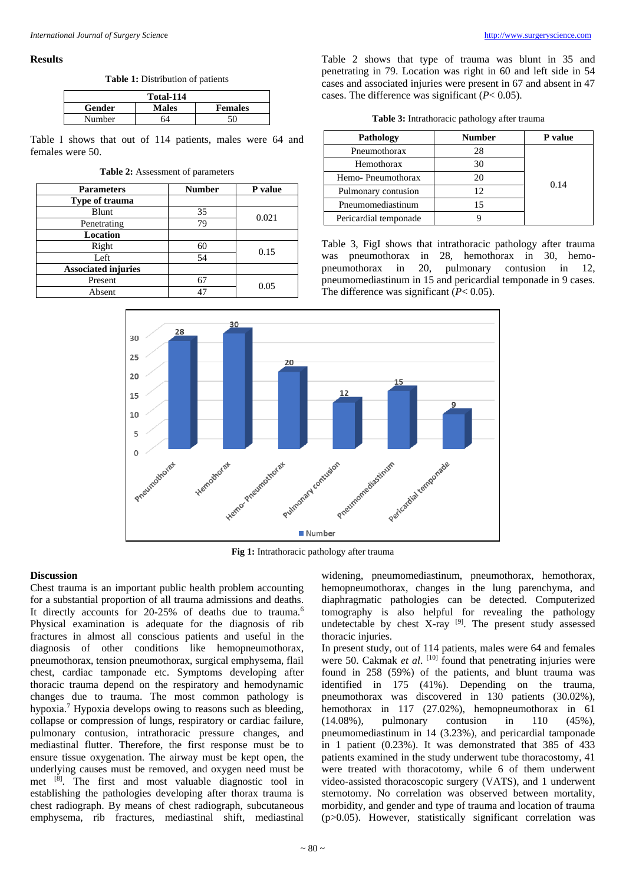## Results

**Table 1:** Distribution of patients

| Total-114 | | |
|---|---|---|
| Gender | Males | Females |
| Number | 64 | 50 |

Table I shows that out of 114 patients, males were 64 and females were 50.

**Table 2:** Assessment of parameters

| Parameters | Number | P value |
|---|---|---|
| **Type of trauma** | | |
| Blunt | 35 | 0.021 |
| Penetrating | 79 | |
| **Location** | | |
| Right | 60 | 0.15 |
| Left | 54 | |
| **Associated injuries** | | |
| Present | 67 | 0.05 |
| Absent | 47 | |

Table 2 shows that type of trauma was blunt in 35 and penetrating in 79. Location was right in 60 and left side in 54 cases and associated injuries were present in 67 and absent in 47 cases. The difference was significant ($P< 0.05$).

**Table 3:** Intrathoracic pathology after trauma

| Pathology | Number | P value |
|---|---|---|
| Pneumothorax | 28 | 0.14 |
| Hemothorax | 30 | |
| Hemo- Pneumothorax | 20 | |
| Pulmonary contusion | 12 | |
| Pneumomediastinum | 15 | |
| Pericardial temponade | 9 | |

Table 3, FigI shows that intrathoracic pathology after trauma was pneumothorax in 28, hemothorax in 30, hemo-pneumothorax in 20, pulmonary contusion in 12, pneumomediastinum in 15 and pericardial temponade in 9 cases. The difference was significant ($P< 0.05$).

**Fig 1:** Intrathoracic pathology after trauma

## Discussion

Chest trauma is an important public health problem accounting for a substantial proportion of all trauma admissions and deaths. It directly accounts for 20-25% of deaths due to trauma.[6] Physical examination is adequate for the diagnosis of rib fractures in almost all conscious patients and useful in the diagnosis of other conditions like hemopneumothorax, pneumothorax, tension pneumothorax, surgical emphysema, flail chest, cardiac tamponade etc. Symptoms developing after thoracic trauma depend on the respiratory and hemodynamic changes due to trauma. The most common pathology is hypoxia.[7] Hypoxia develops owing to reasons such as bleeding, collapse or compression of lungs, respiratory or cardiac failure, pulmonary contusion, intrathoracic pressure changes, and mediastinal flutter. Therefore, the first response must be to ensure tissue oxygenation. The airway must be kept open, the underlying causes must be removed, and oxygen need must be met [8]. The first and most valuable diagnostic tool in establishing the pathologies developing after thorax trauma is chest radiograph. By means of chest radiograph, subcutaneous emphysema, rib fractures, mediastinal shift, mediastinal widening, pneumomediastinum, pneumothorax, hemothorax, hemopneumothorax, changes in the lung parenchyma, and diaphragmatic pathologies can be detected. Computerized tomography is also helpful for revealing the pathology undetectable by chest X-ray [9]. The present study assessed thoracic injuries.

In present study, out of 114 patients, males were 64 and females were 50. Cakmak *et al.* [10] found that penetrating injuries were found in 258 (59%) of the patients, and blunt trauma was identified in 175 (41%). Depending on the trauma, pneumothorax was discovered in 130 patients (30.02%), hemothorax in 117 (27.02%), hemopneumothorax in 61 (14.08%), pulmonary contusion in 110 (45%), pneumomediastinum in 14 (3.23%), and pericardial tamponade in 1 patient (0.23%). It was demonstrated that 385 of 433 patients examined in the study underwent tube thoracostomy, 41 were treated with thoracotomy, while 6 of them underwent video-assisted thoracoscopic surgery (VATS), and 1 underwent sternotomy. No correlation was observed between mortality, morbidity, and gender and type of trauma and location of trauma ($p>0.05$). However, statistically significant correlation was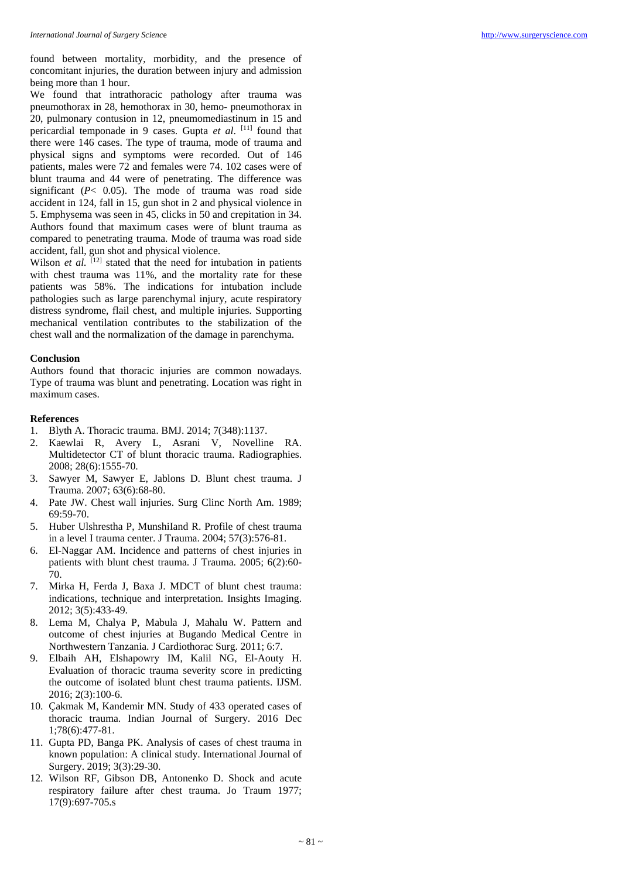found between mortality, morbidity, and the presence of concomitant injuries, the duration between injury and admission being more than 1 hour.

We found that intrathoracic pathology after trauma was pneumothorax in 28, hemothorax in 30, hemo- pneumothorax in 20, pulmonary contusion in 12, pneumomediastinum in 15 and pericardial temponade in 9 cases. Gupta *et al*. [11] found that there were 146 cases. The type of trauma, mode of trauma and physical signs and symptoms were recorded. Out of 146 patients, males were 72 and females were 74. 102 cases were of blunt trauma and 44 were of penetrating. The difference was significant ($P< 0.05$). The mode of trauma was road side accident in 124, fall in 15, gun shot in 2 and physical violence in 5. Emphysema was seen in 45, clicks in 50 and crepitation in 34. Authors found that maximum cases were of blunt trauma as compared to penetrating trauma. Mode of trauma was road side accident, fall, gun shot and physical violence.

Wilson *et al.* [12] stated that the need for intubation in patients with chest trauma was 11%, and the mortality rate for these patients was 58%. The indications for intubation include pathologies such as large parenchymal injury, acute respiratory distress syndrome, flail chest, and multiple injuries. Supporting mechanical ventilation contributes to the stabilization of the chest wall and the normalization of the damage in parenchyma.

## Conclusion

Authors found that thoracic injuries are common nowadays. Type of trauma was blunt and penetrating. Location was right in maximum cases.

## References

1. Blyth A. Thoracic trauma. BMJ. 2014; 7(348):1137.
2. Kaewlai R, Avery L, Asrani V, Novelline RA. Multidetector CT of blunt thoracic trauma. Radiographies. 2008; 28(6):1555-70.
3. Sawyer M, Sawyer E, Jablons D. Blunt chest trauma. J Trauma. 2007; 63(6):68-80.
4. Pate JW. Chest wall injuries. Surg Clinc North Am. 1989; 69:59-70.
5. Huber Ulshrestha P, MunshiIand R. Profile of chest trauma in a level I trauma center. J Trauma. 2004; 57(3):576-81.
6. El-Naggar AM. Incidence and patterns of chest injuries in patients with blunt chest trauma. J Trauma. 2005; 6(2):60-70.
7. Mirka H, Ferda J, Baxa J. MDCT of blunt chest trauma: indications, technique and interpretation. Insights Imaging. 2012; 3(5):433-49.
8. Lema M, Chalya P, Mabula J, Mahalu W. Pattern and outcome of chest injuries at Bugando Medical Centre in Northwestern Tanzania. J Cardiothorac Surg. 2011; 6:7.
9. Elbaih AH, Elshapowry IM, Kalil NG, El-Aouty H. Evaluation of thoracic trauma severity score in predicting the outcome of isolated blunt chest trauma patients. IJSM. 2016; 2(3):100-6.
10. Çakmak M, Kandemir MN. Study of 433 operated cases of thoracic trauma. Indian Journal of Surgery. 2016 Dec 1;78(6):477-81.
11. Gupta PD, Banga PK. Analysis of cases of chest trauma in known population: A clinical study. International Journal of Surgery. 2019; 3(3):29-30.
12. Wilson RF, Gibson DB, Antonenko D. Shock and acute respiratory failure after chest trauma. Jo Traum 1977; 17(9):697-705.s